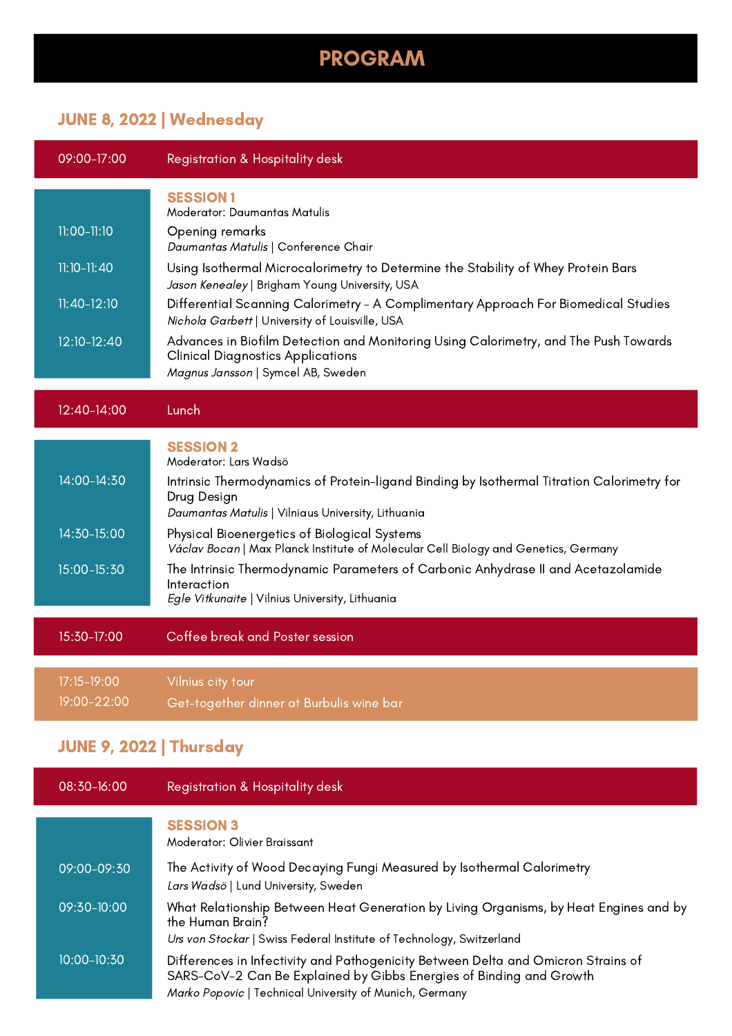# PROGRAM

## JUNE 8, 2022 | Wednesday

**09:00-17:00** Registration & Hospitality desk

### SESSION 1
Moderator: Daumantas Matulis

**11:00-11:10** Opening remarks
*Daumantas Matulis* | Conference Chair

**11:10-11:40** Using Isothermal Microcalorimetry to Determine the Stability of Whey Protein Bars
*Jason Kenealey* | Brigham Young University, USA

**11:40-12:10** Differential Scanning Calorimetry – A Complimentary Approach For Biomedical Studies
*Nichola Garbett* | University of Louisville, USA

**12:10-12:40** Advances in Biofilm Detection and Monitoring Using Calorimetry, and The Push Towards Clinical Diagnostics Applications
*Magnus Jansson* | Symcel AB, Sweden

**12:40-14:00** Lunch

### SESSION 2
Moderator: Lars Wadsö

**14:00-14:30** Intrinsic Thermodynamics of Protein-ligand Binding by Isothermal Titration Calorimetry for Drug Design
*Daumantas Matulis* | Vilniaus University, Lithuania

**14:30-15:00** Physical Bioenergetics of Biological Systems
*Václav Bocan* | Max Planck Institute of Molecular Cell Biology and Genetics, Germany

**15:00-15:30** The Intrinsic Thermodynamic Parameters of Carbonic Anhydrase II and Acetazolamide Interaction
*Egle Vitkunaite* | Vilnius University, Lithuania

**15:30-17:00** Coffee break and Poster session

**17:15-19:00** Vilnius city tour
**19:00-22:00** Get-together dinner at Burbulis wine bar

## JUNE 9, 2022 | Thursday

**08:30-16:00** Registration & Hospitality desk

### SESSION 3
Moderator: Olivier Braissant

**09:00-09:30** The Activity of Wood Decaying Fungi Measured by Isothermal Calorimetry
*Lars Wadsö* | Lund University, Sweden

**09:30-10:00** What Relationship Between Heat Generation by Living Organisms, by Heat Engines and by the Human Brain?
*Urs von Stockar* | Swiss Federal Institute of Technology, Switzerland

**10:00-10:30** Differences in Infectivity and Pathogenicity Between Delta and Omicron Strains of SARS-CoV-2 Can Be Explained by Gibbs Energies of Binding and Growth
*Marko Popovic* | Technical University of Munich, Germany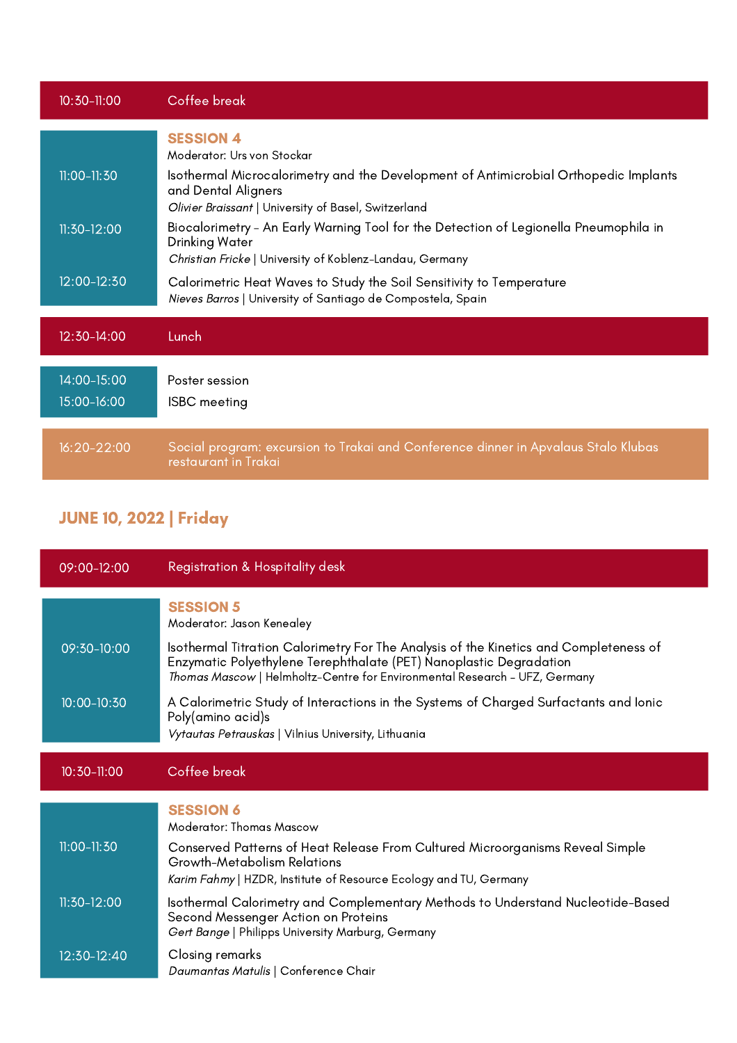| | |
|---|---|
| 10:30–11:00 | Coffee break |

| | |
|---|---|
| | **SESSION 4**<br>Moderator: Urs von Stockar |
| 11:00–11:30 | Isothermal Microcalorimetry and the Development of Antimicrobial Orthopedic Implants and Dental Aligners<br>*Olivier Braissant* \| University of Basel, Switzerland |
| 11:30–12:00 | Biocalorimetry – An Early Warning Tool for the Detection of Legionella Pneumophila in Drinking Water<br>*Christian Fricke* \| University of Koblenz-Landau, Germany |
| 12:00–12:30 | Calorimetric Heat Waves to Study the Soil Sensitivity to Temperature<br>*Nieves Barros* \| University of Santiago de Compostela, Spain |

| | |
|---|---|
| 12:30–14:00 | Lunch |

| | |
|---|---|
| 14:00–15:00 | Poster session |
| 15:00–16:00 | ISBC meeting |

| | |
|---|---|
| 16:20–22:00 | Social program: excursion to Trakai and Conference dinner in Apvalaus Stalo Klubas restaurant in Trakai |

## JUNE 10, 2022 | Friday

| | |
|---|---|
| 09:00–12:00 | Registration & Hospitality desk |

| | |
|---|---|
| | **SESSION 5**<br>Moderator: Jason Kenealey |
| 09:30–10:00 | Isothermal Titration Calorimetry For The Analysis of the Kinetics and Completeness of Enzymatic Polyethylene Terephthalate (PET) Nanoplastic Degradation<br>*Thomas Mascow* \| Helmholtz-Centre for Environmental Research – UFZ, Germany |
| 10:00–10:30 | A Calorimetric Study of Interactions in the Systems of Charged Surfactants and Ionic Poly(amino acid)s<br>*Vytautas Petrauskas* \| Vilnius University, Lithuania |

| | |
|---|---|
| 10:30–11:00 | Coffee break |

| | |
|---|---|
| | **SESSION 6**<br>Moderator: Thomas Mascow |
| 11:00–11:30 | Conserved Patterns of Heat Release From Cultured Microorganisms Reveal Simple Growth-Metabolism Relations<br>*Karim Fahmy* \| HZDR, Institute of Resource Ecology and TU, Germany |
| 11:30–12:00 | Isothermal Calorimetry and Complementary Methods to Understand Nucleotide-Based Second Messenger Action on Proteins<br>*Gert Bange* \| Philipps University Marburg, Germany |
| 12:30–12:40 | Closing remarks<br>*Daumantas Matulis* \| Conference Chair |